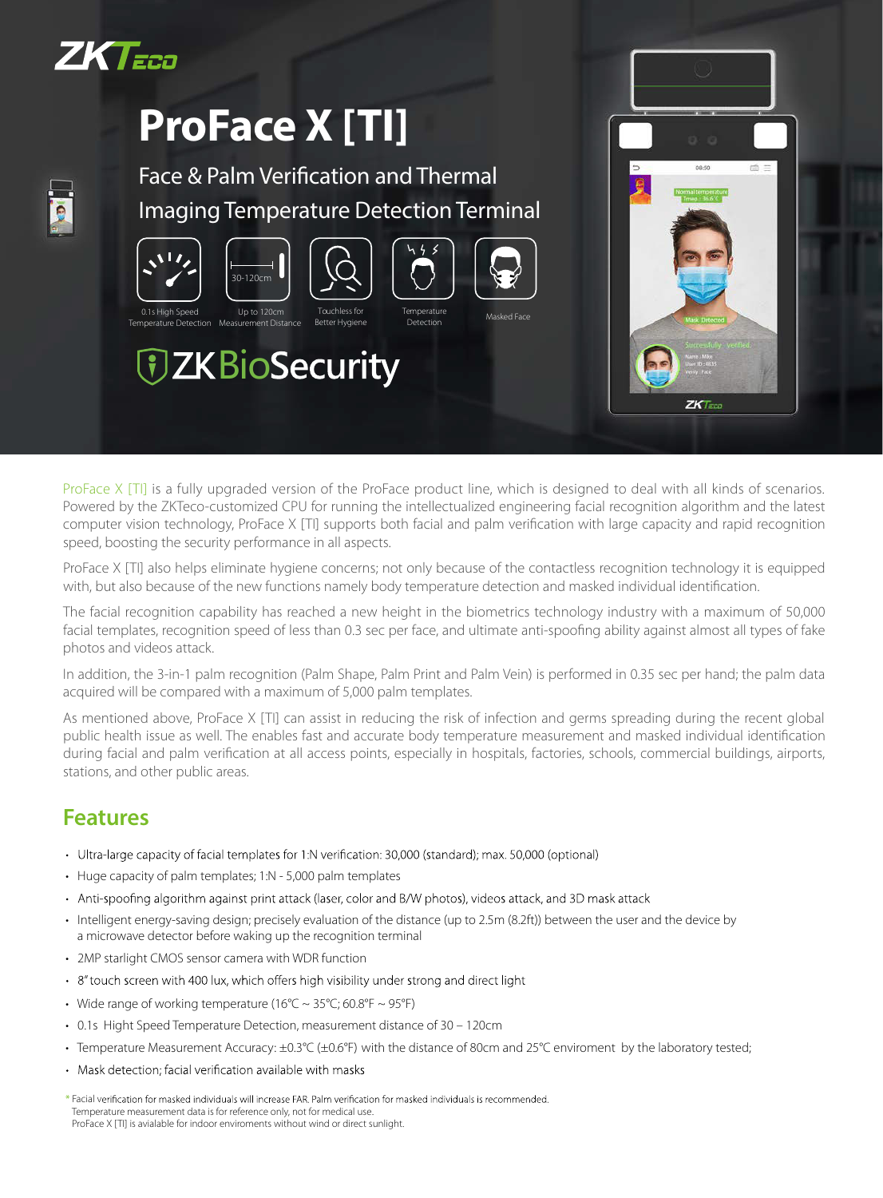ZKTeco

# ProFace X [TI]

Face & Palm Verification and Thermal Imaging Temperature Detection Terminal

0.1s High Speed Temperature Detection | Up to 120cm Measurement Distance | Touchless for Better Hygiene | Temperature Detection | Masked Face

ZKBioSecurity

ProFace X [TI] is a fully upgraded version of the ProFace product line, which is designed to deal with all kinds of scenarios. Powered by the ZKTeco-customized CPU for running the intellectualized engineering facial recognition algorithm and the latest computer vision technology, ProFace X [TI] supports both facial and palm verification with large capacity and rapid recognition speed, boosting the security performance in all aspects.

ProFace X [TI] also helps eliminate hygiene concerns; not only because of the contactless recognition technology it is equipped with, but also because of the new functions namely body temperature detection and masked individual identification.

The facial recognition capability has reached a new height in the biometrics technology industry with a maximum of 50,000 facial templates, recognition speed of less than 0.3 sec per face, and ultimate anti-spoofing ability against almost all types of fake photos and videos attack.

In addition, the 3-in-1 palm recognition (Palm Shape, Palm Print and Palm Vein) is performed in 0.35 sec per hand; the palm data acquired will be compared with a maximum of 5,000 palm templates.

As mentioned above, ProFace X [TI] can assist in reducing the risk of infection and germs spreading during the recent global public health issue as well. The enables fast and accurate body temperature measurement and masked individual identification during facial and palm verification at all access points, especially in hospitals, factories, schools, commercial buildings, airports, stations, and other public areas.

## Features

- Ultra-large capacity of facial templates for 1:N verification: 30,000 (standard); max. 50,000 (optional)
- Huge capacity of palm templates; 1:N - 5,000 palm templates
- Anti-spoofing algorithm against print attack (laser, color and B/W photos), videos attack, and 3D mask attack
- Intelligent energy-saving design; precisely evaluation of the distance (up to 2.5m (8.2ft)) between the user and the device by a microwave detector before waking up the recognition terminal
- 2MP starlight CMOS sensor camera with WDR function
- 8" touch screen with 400 lux, which offers high visibility under strong and direct light
- Wide range of working temperature (16℃ ~ 35℃; 60.8℉ ~ 95℉)
- 0.1s Hight Speed Temperature Detection, measurement distance of 30 – 120cm
- Temperature Measurement Accuracy: ±0.3℃ (±0.6℉) with the distance of 80cm and 25℃ enviroment by the laboratory tested;
- Mask detection; facial verification available with masks

\* Facial verification for masked individuals will increase FAR. Palm verification for masked individuals is recommended.
Temperature measurement data is for reference only, not for medical use.
ProFace X [TI] is avialable for indoor enviroments without wind or direct sunlight.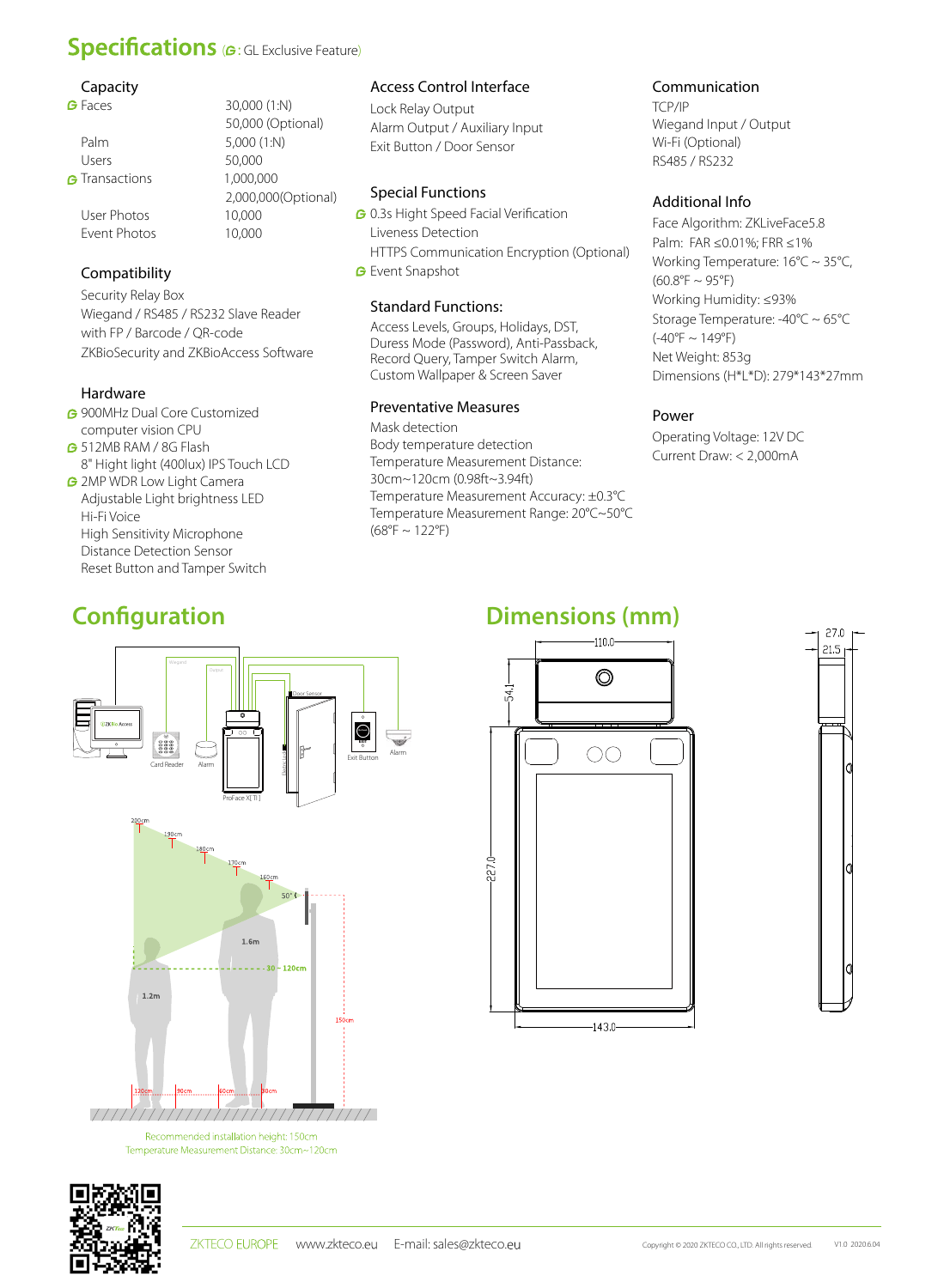## Specifications (G: GL Exclusive Feature)

### Capacity

| | |
|---|---|
| G Faces | 30,000 (1:N)<br>50,000 (Optional) |
| Palm | 5,000 (1:N) |
| Users | 50,000 |
| G Transactions | 1,000,000<br>2,000,000(Optional) |
| User Photos | 10,000 |
| Event Photos | 10,000 |

### Compatibility

Security Relay Box
Wiegand / RS485 / RS232 Slave Reader with FP / Barcode / QR-code
ZKBioSecurity and ZKBioAccess Software

### Hardware

- G 900MHz Dual Core Customized computer vision CPU
- G 512MB RAM / 8G Flash
- 8" Hight light (400lux) IPS Touch LCD
- G 2MP WDR Low Light Camera
- Adjustable Light brightness LED
- Hi-Fi Voice
- High Sensitivity Microphone
- Distance Detection Sensor
- Reset Button and Tamper Switch

### Access Control Interface

Lock Relay Output
Alarm Output / Auxiliary Input
Exit Button / Door Sensor

### Special Functions

- G 0.3s Hight Speed Facial Verification
- Liveness Detection
- HTTPS Communication Encryption (Optional)
- G Event Snapshot

### Standard Functions:

Access Levels, Groups, Holidays, DST, Duress Mode (Password), Anti-Passback, Record Query, Tamper Switch Alarm, Custom Wallpaper & Screen Saver

### Preventative Measures

Mask detection
Body temperature detection
Temperature Measurement Distance: 30cm~120cm (0.98ft~3.94ft)
Temperature Measurement Accuracy: ±0.3℃
Temperature Measurement Range: 20℃~50℃ (68°F ~ 122°F)

### Communication

TCP/IP
Wiegand Input / Output
Wi-Fi (Optional)
RS485 / RS232

### Additional Info

Face Algorithm: ZKLiveFace5.8
Palm: FAR ≤0.01%; FRR ≤1%
Working Temperature: 16℃ ~ 35℃, (60.8°F ~ 95°F)
Working Humidity: ≤93%
Storage Temperature: -40℃ ~ 65℃ (-40°F ~ 149°F)
Net Weight: 853g
Dimensions (H*L*D): 279*143*27mm

### Power

Operating Voltage: 12V DC
Current Draw: < 2,000mA

## Configuration

Wiegand
Output
Door Sensor
ZKBio Access
Card Reader
Alarm
ProFace X[TI]
Exit Button
Alarm

200cm
190cm
180cm
170cm
160cm
50°
1.6m
1.2m
30 ~ 120cm
150cm
120cm
90cm
60cm
30cm

Recommended installation height: 150cm
Temperature Measurement Distance: 30cm~120cm

## Dimensions (mm)

110.0
54.1
227.0
143.0
27.0
21.5

ZKTECO EUROPE www.zkteco.eu E-mail: sales@zkteco.eu

Copyright © 2020 ZKTECO CO., LTD. All rights reserved. V1.0 2020.6.04